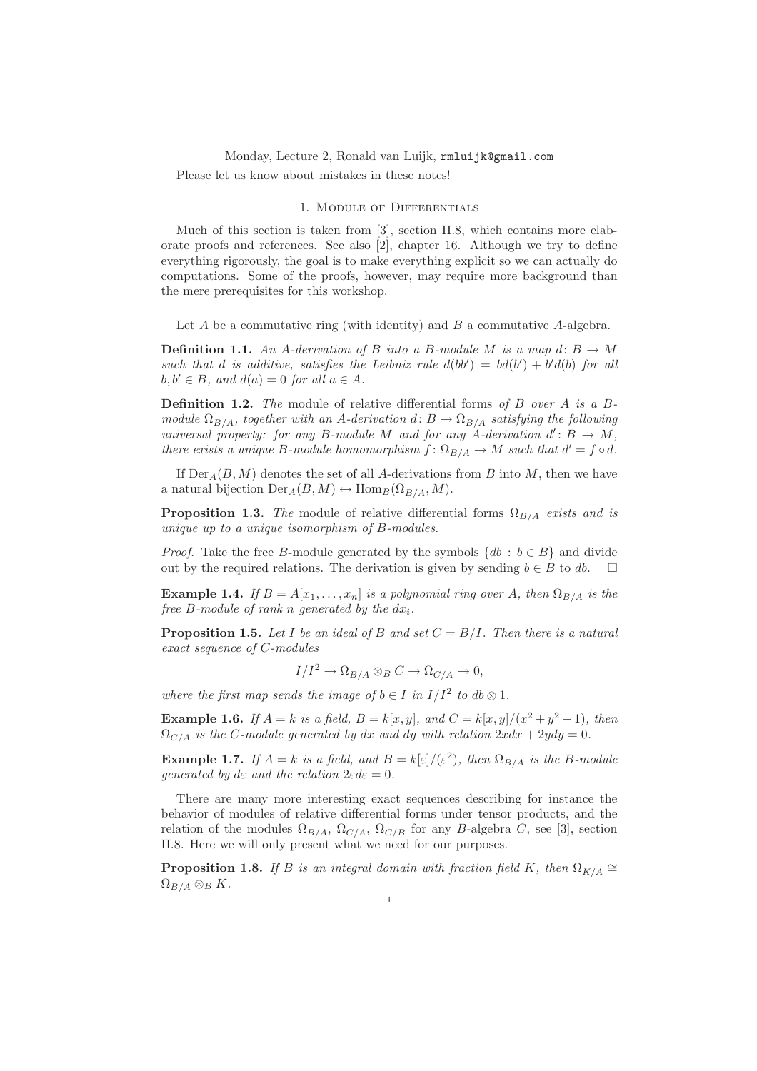Monday, Lecture 2, Ronald van Luijk, rmluijk@gmail.com

Please let us know about mistakes in these notes!

## 1. Module of Differentials

Much of this section is taken from [3], section II.8, which contains more elaborate proofs and references. See also [2], chapter 16. Although we try to define everything rigorously, the goal is to make everything explicit so we can actually do computations. Some of the proofs, however, may require more background than the mere prerequisites for this workshop.

Let $A$ be a commutative ring (with identity) and $B$ a commutative $A$-algebra.

**Definition 1.1.** *An $A$-derivation of $B$ into a $B$-module $M$ is a map $d\colon B \to M$ such that $d$ is additive, satisfies the Leibniz rule $d(bb') = bd(b') + b'd(b)$ for all $b, b' \in B$, and $d(a) = 0$ for all $a \in A$.*

**Definition 1.2.** *The* module of relative differential forms *of $B$ over $A$ is a $B$-module $\Omega_{B/A}$, together with an $A$-derivation $d\colon B \to \Omega_{B/A}$ satisfying the following universal property: for any $B$-module $M$ and for any $A$-derivation $d'\colon B \to M$, there exists a unique $B$-module homomorphism $f\colon \Omega_{B/A} \to M$ such that $d' = f \circ d$.*

If $\mathrm{Der}_A(B, M)$ denotes the set of all $A$-derivations from $B$ into $M$, then we have a natural bijection $\mathrm{Der}_A(B, M) \leftrightarrow \mathrm{Hom}_B(\Omega_{B/A}, M)$.

**Proposition 1.3.** *The* module of relative differential forms *$\Omega_{B/A}$ exists and is unique up to a unique isomorphism of $B$-modules.*

*Proof.* Take the free $B$-module generated by the symbols $\{db : b \in B\}$ and divide out by the required relations. The derivation is given by sending $b \in B$ to $db$. $\square$

**Example 1.4.** *If $B = A[x_1, \ldots, x_n]$ is a polynomial ring over $A$, then $\Omega_{B/A}$ is the free $B$-module of rank $n$ generated by the $dx_i$.*

**Proposition 1.5.** *Let $I$ be an ideal of $B$ and set $C = B/I$. Then there is a natural exact sequence of $C$-modules*

$$I/I^2 \to \Omega_{B/A} \otimes_B C \to \Omega_{C/A} \to 0,$$

*where the first map sends the image of $b \in I$ in $I/I^2$ to $db \otimes 1$.*

**Example 1.6.** *If $A = k$ is a field, $B = k[x, y]$, and $C = k[x, y]/(x^2 + y^2 - 1)$, then $\Omega_{C/A}$ is the $C$-module generated by $dx$ and $dy$ with relation $2xdx + 2ydy = 0$.*

**Example 1.7.** *If $A = k$ is a field, and $B = k[\varepsilon]/(\varepsilon^2)$, then $\Omega_{B/A}$ is the $B$-module generated by $d\varepsilon$ and the relation $2\varepsilon d\varepsilon = 0$.*

There are many more interesting exact sequences describing for instance the behavior of modules of relative differential forms under tensor products, and the relation of the modules $\Omega_{B/A}$, $\Omega_{C/A}$, $\Omega_{C/B}$ for any $B$-algebra $C$, see [3], section II.8. Here we will only present what we need for our purposes.

**Proposition 1.8.** *If $B$ is an integral domain with fraction field $K$, then $\Omega_{K/A} \cong \Omega_{B/A} \otimes_B K$.*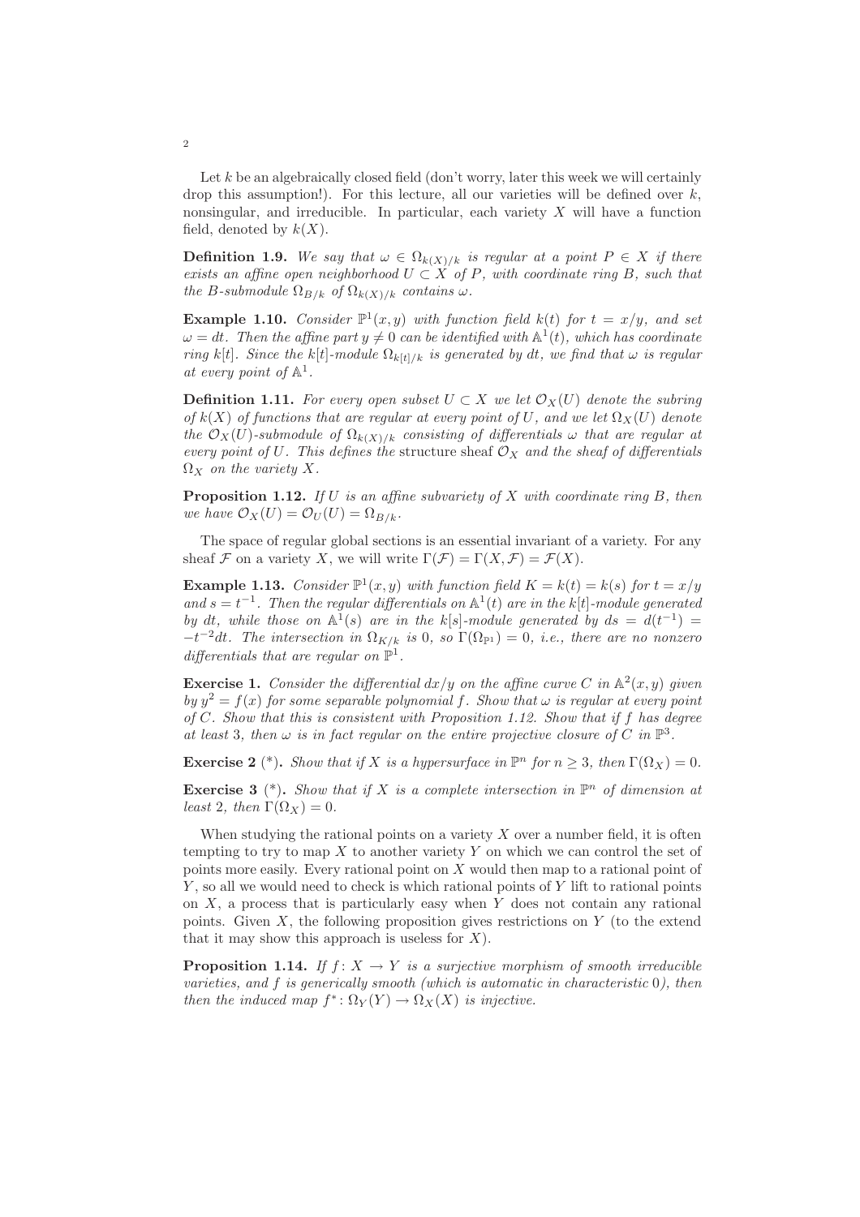Let $k$ be an algebraically closed field (don't worry, later this week we will certainly drop this assumption!). For this lecture, all our varieties will be defined over $k$, nonsingular, and irreducible. In particular, each variety $X$ will have a function field, denoted by $k(X)$.

**Definition 1.9.** *We say that $\omega \in \Omega_{k(X)/k}$ is regular at a point $P \in X$ if there exists an affine open neighborhood $U \subset X$ of $P$, with coordinate ring $B$, such that the $B$-submodule $\Omega_{B/k}$ of $\Omega_{k(X)/k}$ contains $\omega$.*

**Example 1.10.** *Consider $\mathbb{P}^1(x, y)$ with function field $k(t)$ for $t = x/y$, and set $\omega = dt$. Then the affine part $y \neq 0$ can be identified with $\mathbb{A}^1(t)$, which has coordinate ring $k[t]$. Since the $k[t]$-module $\Omega_{k[t]/k}$ is generated by $dt$, we find that $\omega$ is regular at every point of $\mathbb{A}^1$.*

**Definition 1.11.** *For every open subset $U \subset X$ we let $\mathcal{O}_X(U)$ denote the subring of $k(X)$ of functions that are regular at every point of $U$, and we let $\Omega_X(U)$ denote the $\mathcal{O}_X(U)$-submodule of $\Omega_{k(X)/k}$ consisting of differentials $\omega$ that are regular at every point of $U$. This defines the* structure sheaf *$\mathcal{O}_X$ and the sheaf of differentials $\Omega_X$ on the variety $X$.*

**Proposition 1.12.** *If $U$ is an affine subvariety of $X$ with coordinate ring $B$, then we have $\mathcal{O}_X(U) = \mathcal{O}_U(U) = \Omega_{B/k}$.*

The space of regular global sections is an essential invariant of a variety. For any sheaf $\mathcal{F}$ on a variety $X$, we will write $\Gamma(\mathcal{F}) = \Gamma(X, \mathcal{F}) = \mathcal{F}(X)$.

**Example 1.13.** *Consider $\mathbb{P}^1(x, y)$ with function field $K = k(t) = k(s)$ for $t = x/y$ and $s = t^{-1}$. Then the regular differentials on $\mathbb{A}^1(t)$ are in the $k[t]$-module generated by $dt$, while those on $\mathbb{A}^1(s)$ are in the $k[s]$-module generated by $ds = d(t^{-1}) = -t^{-2}dt$. The intersection in $\Omega_{K/k}$ is $0$, so $\Gamma(\Omega_{\mathbb{P}^1}) = 0$, i.e., there are no nonzero differentials that are regular on $\mathbb{P}^1$.*

**Exercise 1.** *Consider the differential $dx/y$ on the affine curve $C$ in $\mathbb{A}^2(x, y)$ given by $y^2 = f(x)$ for some separable polynomial $f$. Show that $\omega$ is regular at every point of $C$. Show that this is consistent with Proposition 1.12. Show that if $f$ has degree at least 3, then $\omega$ is in fact regular on the entire projective closure of $C$ in $\mathbb{P}^3$.*

**Exercise 2** (\*)**.** *Show that if $X$ is a hypersurface in $\mathbb{P}^n$ for $n \geq 3$, then $\Gamma(\Omega_X) = 0$.*

**Exercise 3** (\*)**.** *Show that if $X$ is a complete intersection in $\mathbb{P}^n$ of dimension at least 2, then $\Gamma(\Omega_X) = 0$.*

When studying the rational points on a variety $X$ over a number field, it is often tempting to try to map $X$ to another variety $Y$ on which we can control the set of points more easily. Every rational point on $X$ would then map to a rational point of $Y$, so all we would need to check is which rational points of $Y$ lift to rational points on $X$, a process that is particularly easy when $Y$ does not contain any rational points. Given $X$, the following proposition gives restrictions on $Y$ (to the extend that it may show this approach is useless for $X$).

**Proposition 1.14.** *If $f\colon X \to Y$ is a surjective morphism of smooth irreducible varieties, and $f$ is generically smooth (which is automatic in characteristic $0$), then then the induced map $f^*\colon \Omega_Y(Y) \to \Omega_X(X)$ is injective.*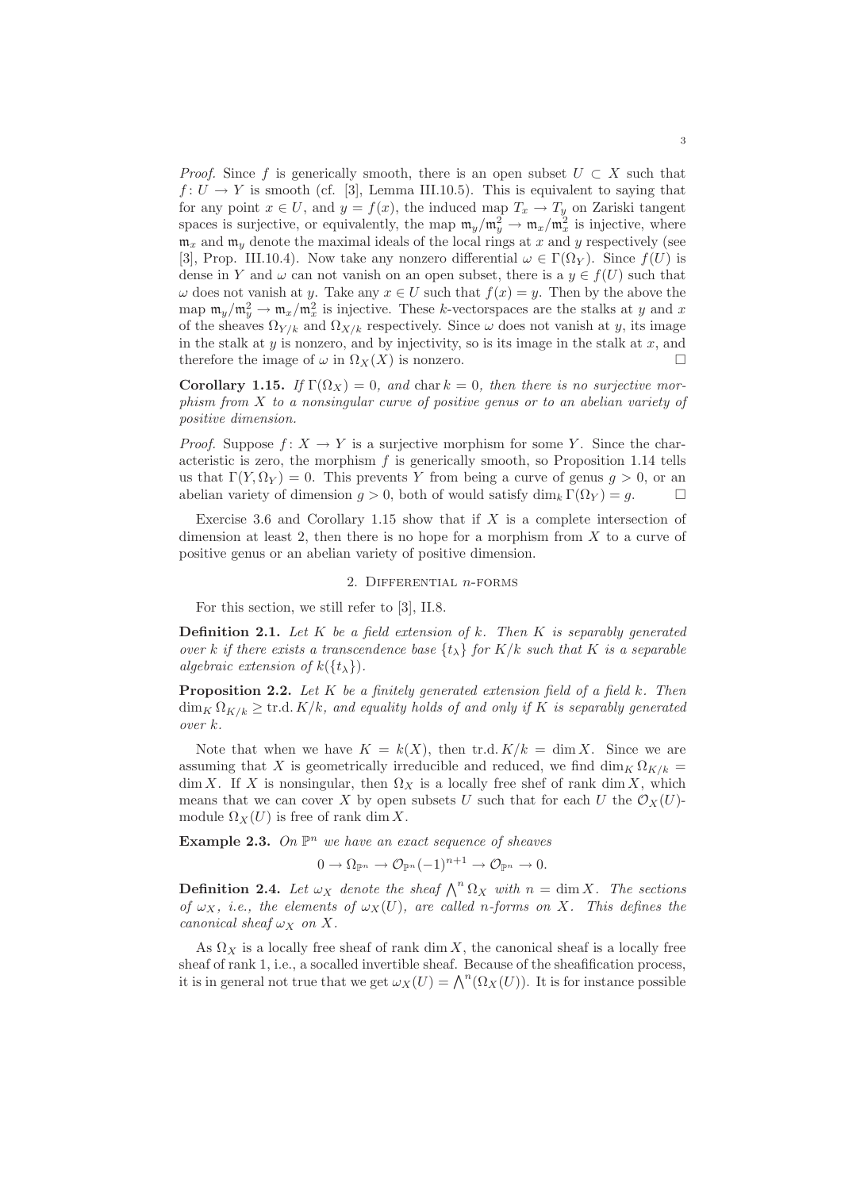*Proof.* Since $f$ is generically smooth, there is an open subset $U \subset X$ such that $f: U \to Y$ is smooth (cf. [3], Lemma III.10.5). This is equivalent to saying that for any point $x \in U$, and $y = f(x)$, the induced map $T_x \to T_y$ on Zariski tangent spaces is surjective, or equivalently, the map $\mathfrak{m}_y/\mathfrak{m}_y^2 \to \mathfrak{m}_x/\mathfrak{m}_x^2$ is injective, where $\mathfrak{m}_x$ and $\mathfrak{m}_y$ denote the maximal ideals of the local rings at $x$ and $y$ respectively (see [3], Prop. III.10.4). Now take any nonzero differential $\omega \in \Gamma(\Omega_Y)$. Since $f(U)$ is dense in $Y$ and $\omega$ can not vanish on an open subset, there is a $y \in f(U)$ such that $\omega$ does not vanish at $y$. Take any $x \in U$ such that $f(x) = y$. Then by the above the map $\mathfrak{m}_y/\mathfrak{m}_y^2 \to \mathfrak{m}_x/\mathfrak{m}_x^2$ is injective. These $k$-vectorspaces are the stalks at $y$ and $x$ of the sheaves $\Omega_{Y/k}$ and $\Omega_{X/k}$ respectively. Since $\omega$ does not vanish at $y$, its image in the stalk at $y$ is nonzero, and by injectivity, so is its image in the stalk at $x$, and therefore the image of $\omega$ in $\Omega_X(X)$ is nonzero. □

**Corollary 1.15.** *If $\Gamma(\Omega_X) = 0$, and $\operatorname{char} k = 0$, then there is no surjective morphism from $X$ to a nonsingular curve of positive genus or to an abelian variety of positive dimension.*

*Proof.* Suppose $f: X \to Y$ is a surjective morphism for some $Y$. Since the characteristic is zero, the morphism $f$ is generically smooth, so Proposition 1.14 tells us that $\Gamma(Y, \Omega_Y) = 0$. This prevents $Y$ from being a curve of genus $g > 0$, or an abelian variety of dimension $g > 0$, both of would satisfy $\dim_k \Gamma(\Omega_Y) = g$. □

Exercise 3.6 and Corollary 1.15 show that if $X$ is a complete intersection of dimension at least 2, then there is no hope for a morphism from $X$ to a curve of positive genus or an abelian variety of positive dimension.

## 2. Differential $n$-forms

For this section, we still refer to [3], II.8.

**Definition 2.1.** *Let $K$ be a field extension of $k$. Then $K$ is separably generated over $k$ if there exists a transcendence base $\{t_\lambda\}$ for $K/k$ such that $K$ is a separable algebraic extension of $k(\{t_\lambda\})$.*

**Proposition 2.2.** *Let $K$ be a finitely generated extension field of a field $k$. Then $\dim_K \Omega_{K/k} \geq \operatorname{tr.d.} K/k$, and equality holds of and only if $K$ is separably generated over $k$.*

Note that when we have $K = k(X)$, then $\operatorname{tr.d.} K/k = \dim X$. Since we are assuming that $X$ is geometrically irreducible and reduced, we find $\dim_K \Omega_{K/k} = \dim X$. If $X$ is nonsingular, then $\Omega_X$ is a locally free shef of rank $\dim X$, which means that we can cover $X$ by open subsets $U$ such that for each $U$ the $\mathcal{O}_X(U)$-module $\Omega_X(U)$ is free of rank $\dim X$.

**Example 2.3.** *On $\mathbb{P}^n$ we have an exact sequence of sheaves*

$$0 \to \Omega_{\mathbb{P}^n} \to \mathcal{O}_{\mathbb{P}^n}(-1)^{n+1} \to \mathcal{O}_{\mathbb{P}^n} \to 0.$$

**Definition 2.4.** *Let $\omega_X$ denote the sheaf $\bigwedge^n \Omega_X$ with $n = \dim X$. The sections of $\omega_X$, i.e., the elements of $\omega_X(U)$, are called $n$-forms on $X$. This defines the canonical sheaf $\omega_X$ on $X$.*

As $\Omega_X$ is a locally free sheaf of rank $\dim X$, the canonical sheaf is a locally free sheaf of rank 1, i.e., a socalled invertible sheaf. Because of the sheafification process, it is in general not true that we get $\omega_X(U) = \bigwedge^n(\Omega_X(U))$. It is for instance possible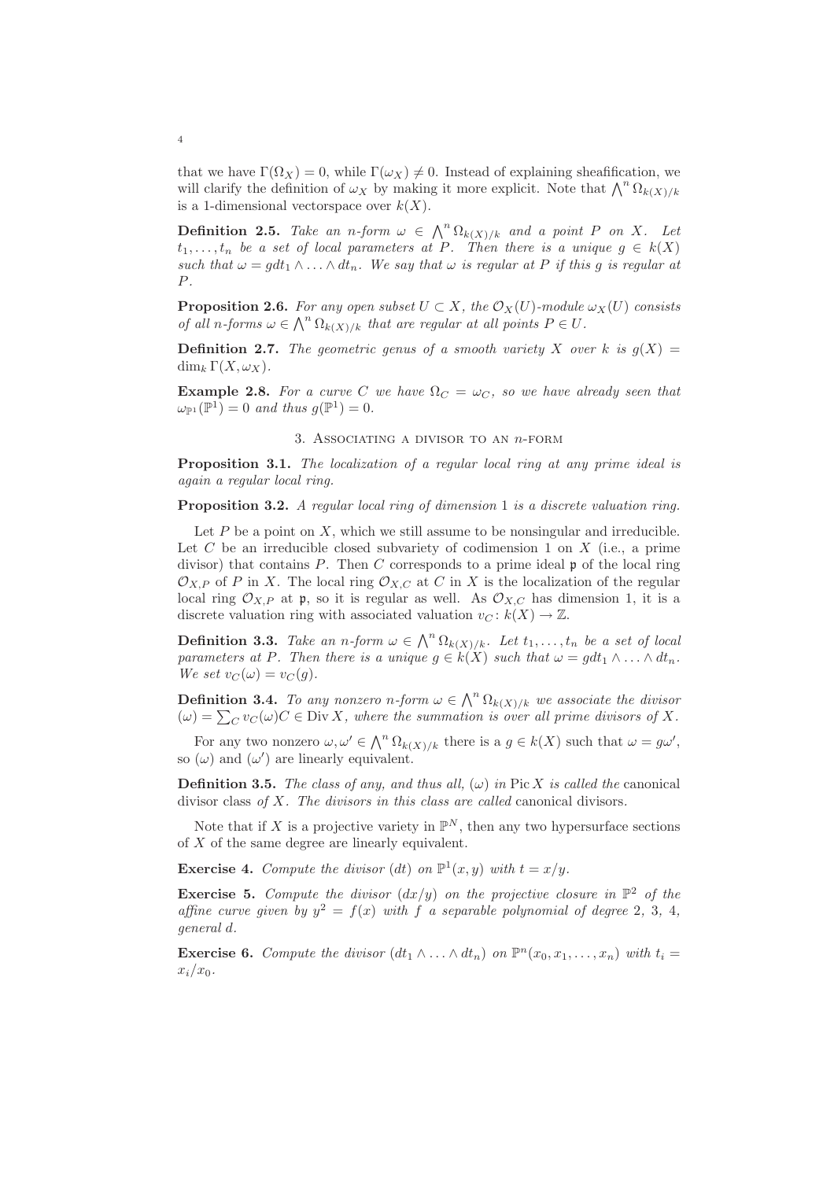that we have $\Gamma(\Omega_X) = 0$, while $\Gamma(\omega_X) \neq 0$. Instead of explaining sheafification, we will clarify the definition of $\omega_X$ by making it more explicit. Note that $\bigwedge^n \Omega_{k(X)/k}$ is a 1-dimensional vectorspace over $k(X)$.

**Definition 2.5.** *Take an $n$-form $\omega \in \bigwedge^n \Omega_{k(X)/k}$ and a point $P$ on $X$. Let $t_1, \ldots, t_n$ be a set of local parameters at $P$. Then there is a unique $g \in k(X)$ such that $\omega = g dt_1 \wedge \ldots \wedge dt_n$. We say that $\omega$ is regular at $P$ if this $g$ is regular at $P$.*

**Proposition 2.6.** *For any open subset $U \subset X$, the $\mathcal{O}_X(U)$-module $\omega_X(U)$ consists of all $n$-forms $\omega \in \bigwedge^n \Omega_{k(X)/k}$ that are regular at all points $P \in U$.*

**Definition 2.7.** *The geometric genus of a smooth variety $X$ over $k$ is $g(X) = \dim_k \Gamma(X, \omega_X)$.*

**Example 2.8.** *For a curve $C$ we have $\Omega_C = \omega_C$, so we have already seen that $\omega_{\mathbb{P}^1}(\mathbb{P}^1) = 0$ and thus $g(\mathbb{P}^1) = 0$.*

## 3. Associating a divisor to an $n$-form

**Proposition 3.1.** *The localization of a regular local ring at any prime ideal is again a regular local ring.*

**Proposition 3.2.** *A regular local ring of dimension 1 is a discrete valuation ring.*

Let $P$ be a point on $X$, which we still assume to be nonsingular and irreducible. Let $C$ be an irreducible closed subvariety of codimension 1 on $X$ (i.e., a prime divisor) that contains $P$. Then $C$ corresponds to a prime ideal $\mathfrak{p}$ of the local ring $\mathcal{O}_{X,P}$ of $P$ in $X$. The local ring $\mathcal{O}_{X,C}$ at $C$ in $X$ is the localization of the regular local ring $\mathcal{O}_{X,P}$ at $\mathfrak{p}$, so it is regular as well. As $\mathcal{O}_{X,C}$ has dimension 1, it is a discrete valuation ring with associated valuation $v_C \colon k(X) \to \mathbb{Z}$.

**Definition 3.3.** *Take an $n$-form $\omega \in \bigwedge^n \Omega_{k(X)/k}$. Let $t_1, \ldots, t_n$ be a set of local parameters at $P$. Then there is a unique $g \in k(X)$ such that $\omega = g dt_1 \wedge \ldots \wedge dt_n$. We set $v_C(\omega) = v_C(g)$.*

**Definition 3.4.** *To any nonzero $n$-form $\omega \in \bigwedge^n \Omega_{k(X)/k}$ we associate the divisor $(\omega) = \sum_C v_C(\omega) C \in \operatorname{Div} X$, where the summation is over all prime divisors of $X$.*

For any two nonzero $\omega, \omega' \in \bigwedge^n \Omega_{k(X)/k}$ there is a $g \in k(X)$ such that $\omega = g\omega'$, so $(\omega)$ and $(\omega')$ are linearly equivalent.

**Definition 3.5.** *The class of any, and thus all, $(\omega)$ in $\operatorname{Pic} X$ is called the* canonical divisor class *of $X$. The divisors in this class are called* canonical divisors.

Note that if $X$ is a projective variety in $\mathbb{P}^N$, then any two hypersurface sections of $X$ of the same degree are linearly equivalent.

**Exercise 4.** *Compute the divisor $(dt)$ on $\mathbb{P}^1(x, y)$ with $t = x/y$.*

**Exercise 5.** *Compute the divisor $(dx/y)$ on the projective closure in $\mathbb{P}^2$ of the affine curve given by $y^2 = f(x)$ with $f$ a separable polynomial of degree 2, 3, 4, general $d$.*

**Exercise 6.** *Compute the divisor $(dt_1 \wedge \ldots \wedge dt_n)$ on $\mathbb{P}^n(x_0, x_1, \ldots, x_n)$ with $t_i = x_i/x_0$.*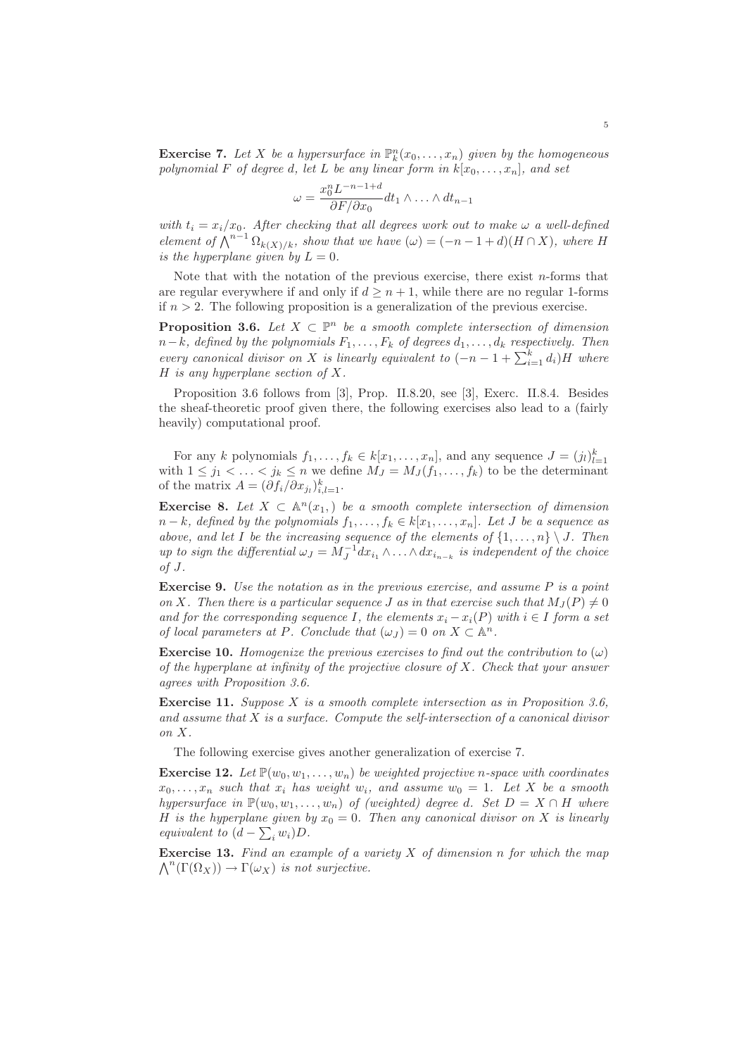**Exercise 7.** *Let $X$ be a hypersurface in $\mathbb{P}^n_k(x_0,\ldots,x_n)$ given by the homogeneous polynomial $F$ of degree $d$, let $L$ be any linear form in $k[x_0,\ldots,x_n]$, and set*

$$\omega = \frac{x_0^n L^{-n-1+d}}{\partial F/\partial x_0} dt_1 \wedge \ldots \wedge dt_{n-1}$$

*with $t_i = x_i/x_0$. After checking that all degrees work out to make $\omega$ a well-defined element of $\bigwedge^{n-1}\Omega_{k(X)/k}$, show that we have $(\omega) = (-n-1+d)(H\cap X)$, where $H$ is the hyperplane given by $L=0$.*

Note that with the notation of the previous exercise, there exist $n$-forms that are regular everywhere if and only if $d \geq n+1$, while there are no regular 1-forms if $n > 2$. The following proposition is a generalization of the previous exercise.

**Proposition 3.6.** *Let $X \subset \mathbb{P}^n$ be a smooth complete intersection of dimension $n-k$, defined by the polynomials $F_1,\ldots,F_k$ of degrees $d_1,\ldots,d_k$ respectively. Then every canonical divisor on $X$ is linearly equivalent to $(-n-1+\sum_{i=1}^k d_i)H$ where $H$ is any hyperplane section of $X$.*

Proposition 3.6 follows from [3], Prop. II.8.20, see [3], Exerc. II.8.4. Besides the sheaf-theoretic proof given there, the following exercises also lead to a (fairly heavily) computational proof.

For any $k$ polynomials $f_1,\ldots,f_k \in k[x_1,\ldots,x_n]$, and any sequence $J = (j_l)_{l=1}^k$ with $1 \leq j_1 < \ldots < j_k \leq n$ we define $M_J = M_J(f_1,\ldots,f_k)$ to be the determinant of the matrix $A = (\partial f_i/\partial x_{j_l})_{i,l=1}^k$.

**Exercise 8.** *Let $X \subset \mathbb{A}^n(x_1,)$ be a smooth complete intersection of dimension $n-k$, defined by the polynomials $f_1,\ldots,f_k \in k[x_1,\ldots,x_n]$. Let $J$ be a sequence as above, and let $I$ be the increasing sequence of the elements of $\{1,\ldots,n\}\setminus J$. Then up to sign the differential $\omega_J = M_J^{-1} dx_{i_1}\wedge\ldots\wedge dx_{i_{n-k}}$ is independent of the choice of $J$.*

**Exercise 9.** *Use the notation as in the previous exercise, and assume $P$ is a point on $X$. Then there is a particular sequence $J$ as in that exercise such that $M_J(P) \neq 0$ and for the corresponding sequence $I$, the elements $x_i - x_i(P)$ with $i \in I$ form a set of local parameters at $P$. Conclude that $(\omega_J) = 0$ on $X \subset \mathbb{A}^n$.*

**Exercise 10.** *Homogenize the previous exercises to find out the contribution to $(\omega)$ of the hyperplane at infinity of the projective closure of $X$. Check that your answer agrees with Proposition 3.6.*

**Exercise 11.** *Suppose $X$ is a smooth complete intersection as in Proposition 3.6, and assume that $X$ is a surface. Compute the self-intersection of a canonical divisor on $X$.*

The following exercise gives another generalization of exercise 7.

**Exercise 12.** *Let $\mathbb{P}(w_0,w_1,\ldots,w_n)$ be weighted projective $n$-space with coordinates $x_0,\ldots,x_n$ such that $x_i$ has weight $w_i$, and assume $w_0 = 1$. Let $X$ be a smooth hypersurface in $\mathbb{P}(w_0,w_1,\ldots,w_n)$ of (weighted) degree $d$. Set $D = X\cap H$ where $H$ is the hyperplane given by $x_0 = 0$. Then any canonical divisor on $X$ is linearly equivalent to $(d-\sum_i w_i)D$.*

**Exercise 13.** *Find an example of a variety $X$ of dimension $n$ for which the map $\bigwedge^n(\Gamma(\Omega_X)) \to \Gamma(\omega_X)$ is not surjective.*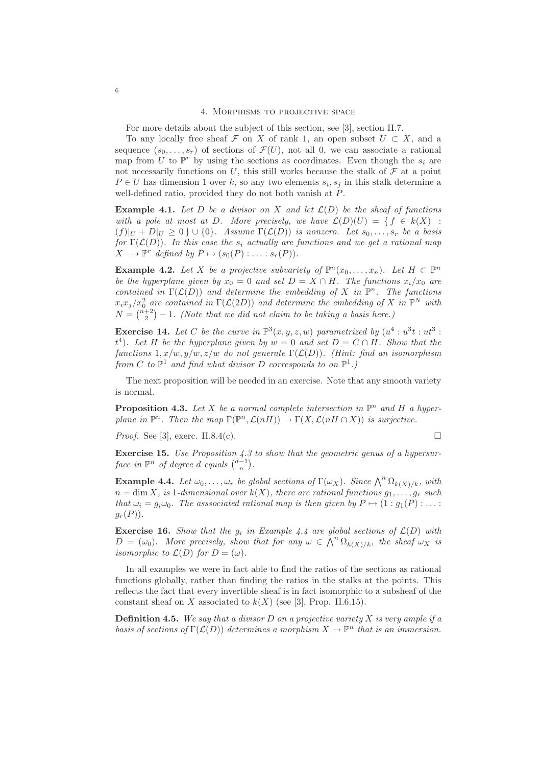## 4. Morphisms to projective space

For more details about the subject of this section, see [3], section II.7.

To any locally free sheaf $\mathcal{F}$ on $X$ of rank 1, an open subset $U \subset X$, and a sequence $(s_0, \ldots, s_r)$ of sections of $\mathcal{F}(U)$, not all 0, we can associate a rational map from $U$ to $\mathbb{P}^r$ by using the sections as coordinates. Even though the $s_i$ are not necessarily functions on $U$, this still works because the stalk of $\mathcal{F}$ at a point $P \in U$ has dimension 1 over $k$, so any two elements $s_i, s_j$ in this stalk determine a well-defined ratio, provided they do not both vanish at $P$.

**Example 4.1.** *Let $D$ be a divisor on $X$ and let $\mathcal{L}(D)$ be the sheaf of functions with a pole at most at $D$. More precisely, we have $\mathcal{L}(D)(U) = \{ f \in k(X) : (f)|_U + D|_U \geq 0 \} \cup \{0\}$. Assume $\Gamma(\mathcal{L}(D))$ is nonzero. Let $s_0, \ldots, s_r$ be a basis for $\Gamma(\mathcal{L}(D))$. In this case the $s_i$ actually are functions and we get a rational map $X \dashrightarrow \mathbb{P}^r$ defined by $P \mapsto (s_0(P) : \ldots : s_r(P))$.*

**Example 4.2.** *Let $X$ be a projective subvariety of $\mathbb{P}^n(x_0, \ldots, x_n)$. Let $H \subset \mathbb{P}^n$ be the hyperplane given by $x_0 = 0$ and set $D = X \cap H$. The functions $x_i/x_0$ are contained in $\Gamma(\mathcal{L}(D))$ and determine the embedding of $X$ in $\mathbb{P}^n$. The functions $x_i x_j / x_0^2$ are contained in $\Gamma(\mathcal{L}(2D))$ and determine the embedding of $X$ in $\mathbb{P}^N$ with $N = \binom{n+2}{2} - 1$. (Note that we did not claim to be taking a basis here.)*

**Exercise 14.** *Let $C$ be the curve in $\mathbb{P}^3(x, y, z, w)$ parametrized by $(u^4 : u^3 t : u t^3 : t^4)$. Let $H$ be the hyperplane given by $w = 0$ and set $D = C \cap H$. Show that the functions $1, x/w, y/w, z/w$ do not generate $\Gamma(\mathcal{L}(D))$. (Hint: find an isomorphism from $C$ to $\mathbb{P}^1$ and find what divisor $D$ corresponds to on $\mathbb{P}^1$.)*

The next proposition will be needed in an exercise. Note that any smooth variety is normal.

**Proposition 4.3.** *Let $X$ be a normal complete intersection in $\mathbb{P}^n$ and $H$ a hyperplane in $\mathbb{P}^n$. Then the map $\Gamma(\mathbb{P}^n, \mathcal{L}(nH)) \to \Gamma(X, \mathcal{L}(nH \cap X))$ is surjective.*

*Proof.* See [3], exerc. II.8.4(c). □

**Exercise 15.** *Use Proposition 4.3 to show that the geometric genus of a hypersurface in $\mathbb{P}^n$ of degree $d$ equals $\binom{d-1}{n}$.*

**Example 4.4.** *Let $\omega_0, \ldots, \omega_r$ be global sections of $\Gamma(\omega_X)$. Since $\bigwedge^n \Omega_{k(X)/k}$, with $n = \dim X$, is 1-dimensional over $k(X)$, there are rational functions $g_1, \ldots, g_r$ such that $\omega_i = g_i \omega_0$. The asssociated rational map is then given by $P \mapsto (1 : g_1(P) : \ldots : g_r(P))$.*

**Exercise 16.** *Show that the $g_i$ in Example 4.4 are global sections of $\mathcal{L}(D)$ with $D = (\omega_0)$. More precisely, show that for any $\omega \in \bigwedge^n \Omega_{k(X)/k}$, the sheaf $\omega_X$ is isomorphic to $\mathcal{L}(D)$ for $D = (\omega)$.*

In all examples we were in fact able to find the ratios of the sections as rational functions globally, rather than finding the ratios in the stalks at the points. This reflects the fact that every invertible sheaf is in fact isomorphic to a subsheaf of the constant sheaf on $X$ associated to $k(X)$ (see [3], Prop. II.6.15).

**Definition 4.5.** *We say that a divisor $D$ on a projective variety $X$ is very ample if a basis of sections of $\Gamma(\mathcal{L}(D))$ determines a morphism $X \to \mathbb{P}^n$ that is an immersion.*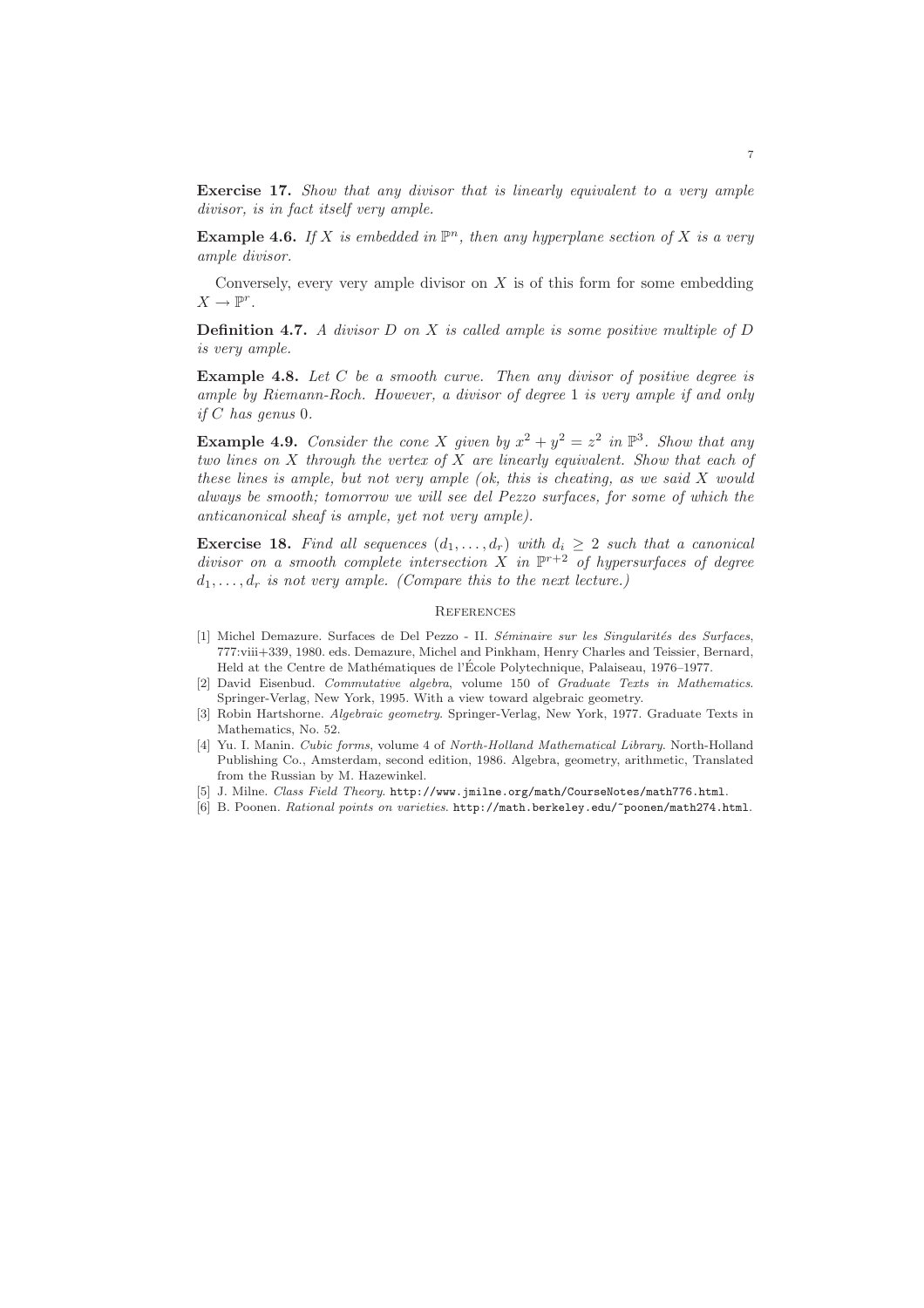**Exercise 17.** *Show that any divisor that is linearly equivalent to a very ample divisor, is in fact itself very ample.*

**Example 4.6.** *If $X$ is embedded in $\mathbb{P}^n$, then any hyperplane section of $X$ is a very ample divisor.*

Conversely, every very ample divisor on $X$ is of this form for some embedding $X \to \mathbb{P}^r$.

**Definition 4.7.** *A divisor $D$ on $X$ is called ample is some positive multiple of $D$ is very ample.*

**Example 4.8.** *Let $C$ be a smooth curve. Then any divisor of positive degree is ample by Riemann-Roch. However, a divisor of degree 1 is very ample if and only if $C$ has genus 0.*

**Example 4.9.** *Consider the cone $X$ given by $x^2 + y^2 = z^2$ in $\mathbb{P}^3$. Show that any two lines on $X$ through the vertex of $X$ are linearly equivalent. Show that each of these lines is ample, but not very ample (ok, this is cheating, as we said $X$ would always be smooth; tomorrow we will see del Pezzo surfaces, for some of which the anticanonical sheaf is ample, yet not very ample).*

**Exercise 18.** *Find all sequences $(d_1, \ldots, d_r)$ with $d_i \geq 2$ such that a canonical divisor on a smooth complete intersection $X$ in $\mathbb{P}^{r+2}$ of hypersurfaces of degree $d_1, \ldots, d_r$ is not very ample. (Compare this to the next lecture.)*

## References

[1] Michel Demazure. Surfaces de Del Pezzo - II. *Séminaire sur les Singularités des Surfaces*, 777:viii+339, 1980. eds. Demazure, Michel and Pinkham, Henry Charles and Teissier, Bernard, Held at the Centre de Mathématiques de l'École Polytechnique, Palaiseau, 1976–1977.

[2] David Eisenbud. *Commutative algebra*, volume 150 of *Graduate Texts in Mathematics*. Springer-Verlag, New York, 1995. With a view toward algebraic geometry.

[3] Robin Hartshorne. *Algebraic geometry*. Springer-Verlag, New York, 1977. Graduate Texts in Mathematics, No. 52.

[4] Yu. I. Manin. *Cubic forms*, volume 4 of *North-Holland Mathematical Library*. North-Holland Publishing Co., Amsterdam, second edition, 1986. Algebra, geometry, arithmetic, Translated from the Russian by M. Hazewinkel.

[5] J. Milne. *Class Field Theory*. http://www.jmilne.org/math/CourseNotes/math776.html.

[6] B. Poonen. *Rational points on varieties*. http://math.berkeley.edu/~poonen/math274.html.